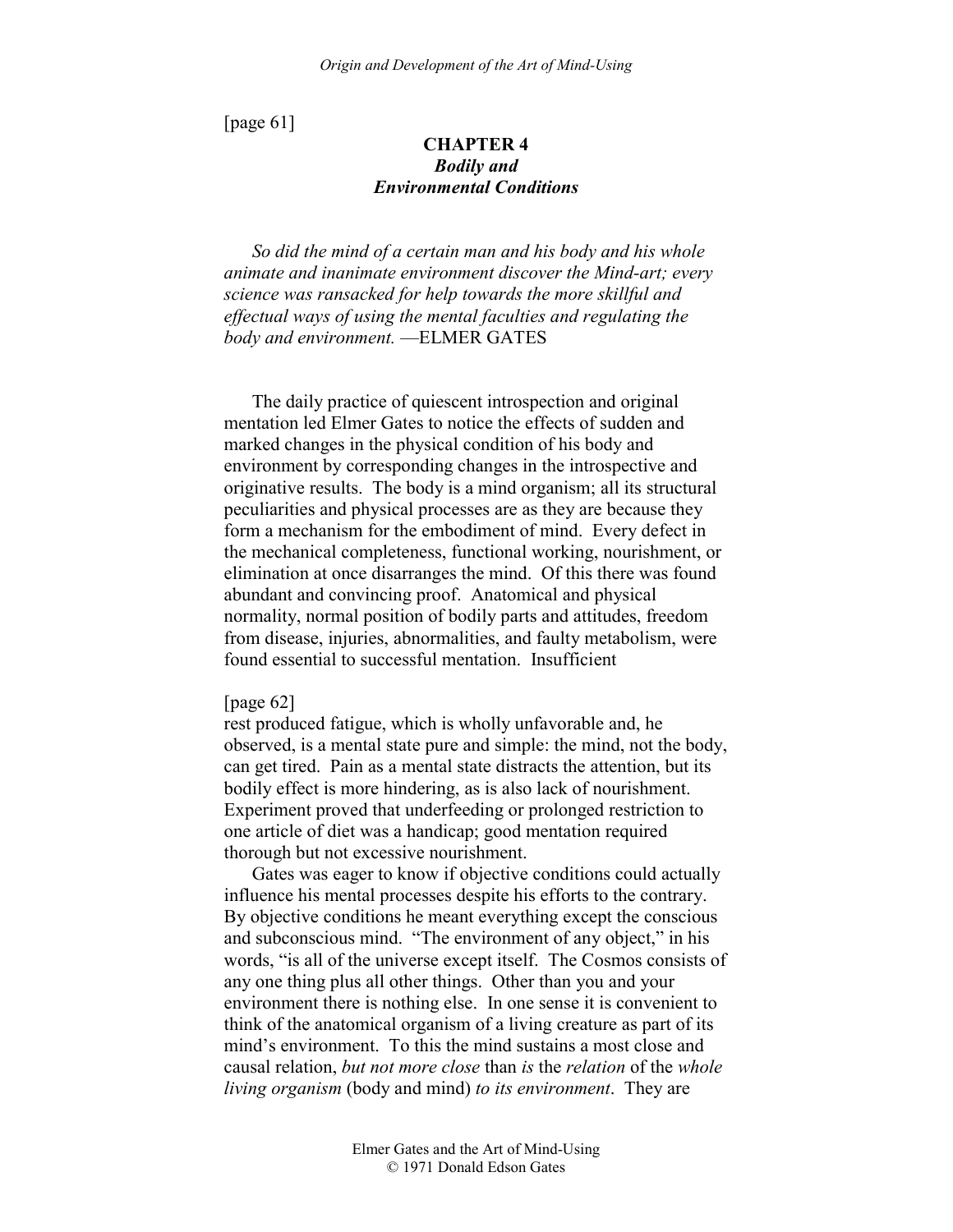[page 61]

# CHAPTER 4
## *Bodily and Environmental Conditions*

*So did the mind of a certain man and his body and his whole animate and inanimate environment discover the Mind-art; every science was ransacked for help towards the more skillful and effectual ways of using the mental faculties and regulating the body and environment.* —ELMER GATES

The daily practice of quiescent introspection and original mentation led Elmer Gates to notice the effects of sudden and marked changes in the physical condition of his body and environment by corresponding changes in the introspective and originative results. The body is a mind organism; all its structural peculiarities and physical processes are as they are because they form a mechanism for the embodiment of mind. Every defect in the mechanical completeness, functional working, nourishment, or elimination at once disarranges the mind. Of this there was found abundant and convincing proof. Anatomical and physical normality, normal position of bodily parts and attitudes, freedom from disease, injuries, abnormalities, and faulty metabolism, were found essential to successful mentation. Insufficient

[page 62]

rest produced fatigue, which is wholly unfavorable and, he observed, is a mental state pure and simple: the mind, not the body, can get tired. Pain as a mental state distracts the attention, but its bodily effect is more hindering, as is also lack of nourishment. Experiment proved that underfeeding or prolonged restriction to one article of diet was a handicap; good mentation required thorough but not excessive nourishment.

Gates was eager to know if objective conditions could actually influence his mental processes despite his efforts to the contrary. By objective conditions he meant everything except the conscious and subconscious mind. "The environment of any object," in his words, "is all of the universe except itself. The Cosmos consists of any one thing plus all other things. Other than you and your environment there is nothing else. In one sense it is convenient to think of the anatomical organism of a living creature as part of its mind's environment. To this the mind sustains a most close and causal relation, *but not more close* than *is* the *relation* of the *whole living organism* (body and mind) *to its environment*. They are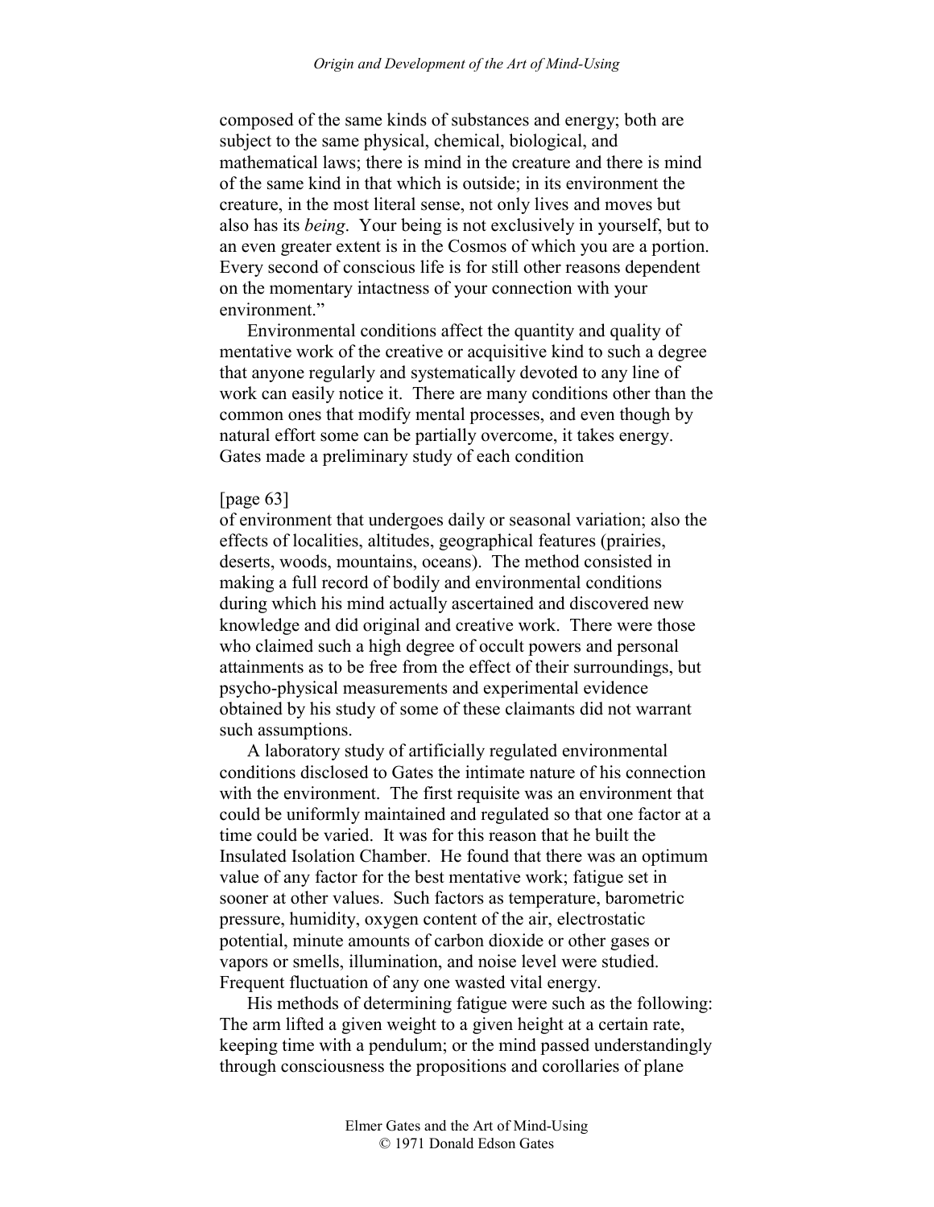composed of the same kinds of substances and energy; both are subject to the same physical, chemical, biological, and mathematical laws; there is mind in the creature and there is mind of the same kind in that which is outside; in its environment the creature, in the most literal sense, not only lives and moves but also has its *being*. Your being is not exclusively in yourself, but to an even greater extent is in the Cosmos of which you are a portion. Every second of conscious life is for still other reasons dependent on the momentary intactness of your connection with your environment."

Environmental conditions affect the quantity and quality of mentative work of the creative or acquisitive kind to such a degree that anyone regularly and systematically devoted to any line of work can easily notice it. There are many conditions other than the common ones that modify mental processes, and even though by natural effort some can be partially overcome, it takes energy. Gates made a preliminary study of each condition

[page 63]
of environment that undergoes daily or seasonal variation; also the effects of localities, altitudes, geographical features (prairies, deserts, woods, mountains, oceans). The method consisted in making a full record of bodily and environmental conditions during which his mind actually ascertained and discovered new knowledge and did original and creative work. There were those who claimed such a high degree of occult powers and personal attainments as to be free from the effect of their surroundings, but psycho-physical measurements and experimental evidence obtained by his study of some of these claimants did not warrant such assumptions.

A laboratory study of artificially regulated environmental conditions disclosed to Gates the intimate nature of his connection with the environment. The first requisite was an environment that could be uniformly maintained and regulated so that one factor at a time could be varied. It was for this reason that he built the Insulated Isolation Chamber. He found that there was an optimum value of any factor for the best mentative work; fatigue set in sooner at other values. Such factors as temperature, barometric pressure, humidity, oxygen content of the air, electrostatic potential, minute amounts of carbon dioxide or other gases or vapors or smells, illumination, and noise level were studied. Frequent fluctuation of any one wasted vital energy.

His methods of determining fatigue were such as the following: The arm lifted a given weight to a given height at a certain rate, keeping time with a pendulum; or the mind passed understandingly through consciousness the propositions and corollaries of plane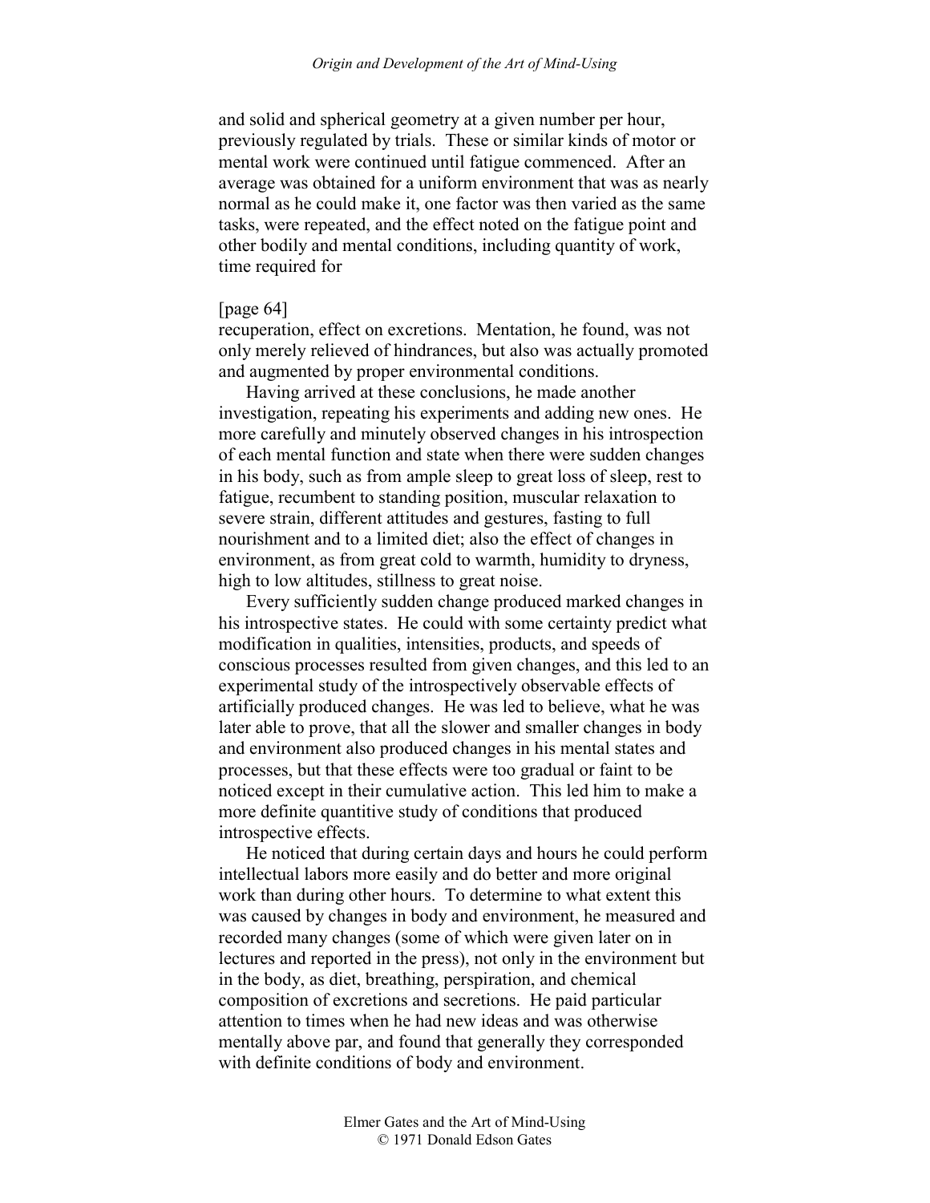and solid and spherical geometry at a given number per hour, previously regulated by trials. These or similar kinds of motor or mental work were continued until fatigue commenced. After an average was obtained for a uniform environment that was as nearly normal as he could make it, one factor was then varied as the same tasks, were repeated, and the effect noted on the fatigue point and other bodily and mental conditions, including quantity of work, time required for

[page 64]
recuperation, effect on excretions. Mentation, he found, was not only merely relieved of hindrances, but also was actually promoted and augmented by proper environmental conditions.

Having arrived at these conclusions, he made another investigation, repeating his experiments and adding new ones. He more carefully and minutely observed changes in his introspection of each mental function and state when there were sudden changes in his body, such as from ample sleep to great loss of sleep, rest to fatigue, recumbent to standing position, muscular relaxation to severe strain, different attitudes and gestures, fasting to full nourishment and to a limited diet; also the effect of changes in environment, as from great cold to warmth, humidity to dryness, high to low altitudes, stillness to great noise.

Every sufficiently sudden change produced marked changes in his introspective states. He could with some certainty predict what modification in qualities, intensities, products, and speeds of conscious processes resulted from given changes, and this led to an experimental study of the introspectively observable effects of artificially produced changes. He was led to believe, what he was later able to prove, that all the slower and smaller changes in body and environment also produced changes in his mental states and processes, but that these effects were too gradual or faint to be noticed except in their cumulative action. This led him to make a more definite quantitive study of conditions that produced introspective effects.

He noticed that during certain days and hours he could perform intellectual labors more easily and do better and more original work than during other hours. To determine to what extent this was caused by changes in body and environment, he measured and recorded many changes (some of which were given later on in lectures and reported in the press), not only in the environment but in the body, as diet, breathing, perspiration, and chemical composition of excretions and secretions. He paid particular attention to times when he had new ideas and was otherwise mentally above par, and found that generally they corresponded with definite conditions of body and environment.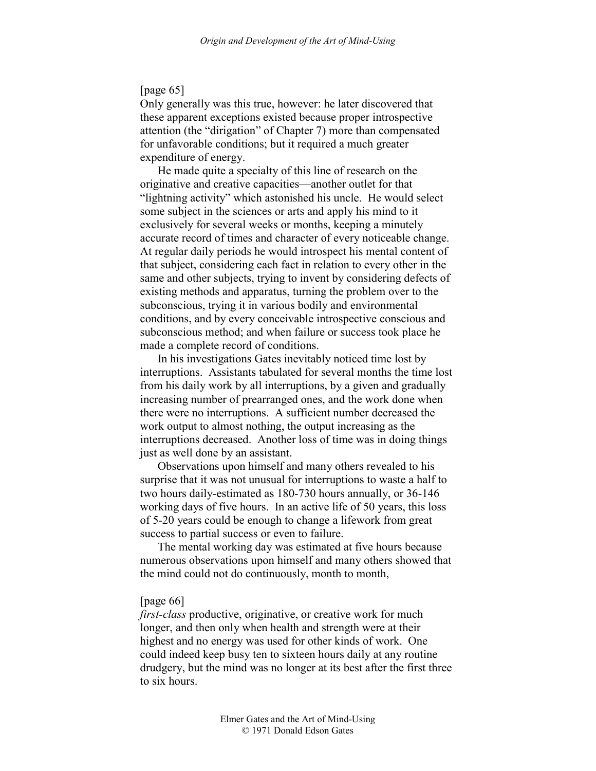[page 65]
Only generally was this true, however: he later discovered that these apparent exceptions existed because proper introspective attention (the "dirigation" of Chapter 7) more than compensated for unfavorable conditions; but it required a much greater expenditure of energy.

He made quite a specialty of this line of research on the originative and creative capacities—another outlet for that "lightning activity" which astonished his uncle. He would select some subject in the sciences or arts and apply his mind to it exclusively for several weeks or months, keeping a minutely accurate record of times and character of every noticeable change. At regular daily periods he would introspect his mental content of that subject, considering each fact in relation to every other in the same and other subjects, trying to invent by considering defects of existing methods and apparatus, turning the problem over to the subconscious, trying it in various bodily and environmental conditions, and by every conceivable introspective conscious and subconscious method; and when failure or success took place he made a complete record of conditions.

In his investigations Gates inevitably noticed time lost by interruptions. Assistants tabulated for several months the time lost from his daily work by all interruptions, by a given and gradually increasing number of prearranged ones, and the work done when there were no interruptions. A sufficient number decreased the work output to almost nothing, the output increasing as the interruptions decreased. Another loss of time was in doing things just as well done by an assistant.

Observations upon himself and many others revealed to his surprise that it was not unusual for interruptions to waste a half to two hours daily-estimated as 180-730 hours annually, or 36-146 working days of five hours. In an active life of 50 years, this loss of 5-20 years could be enough to change a lifework from great success to partial success or even to failure.

The mental working day was estimated at five hours because numerous observations upon himself and many others showed that the mind could not do continuously, month to month,

[page 66]
*first-class* productive, originative, or creative work for much longer, and then only when health and strength were at their highest and no energy was used for other kinds of work. One could indeed keep busy ten to sixteen hours daily at any routine drudgery, but the mind was no longer at its best after the first three to six hours.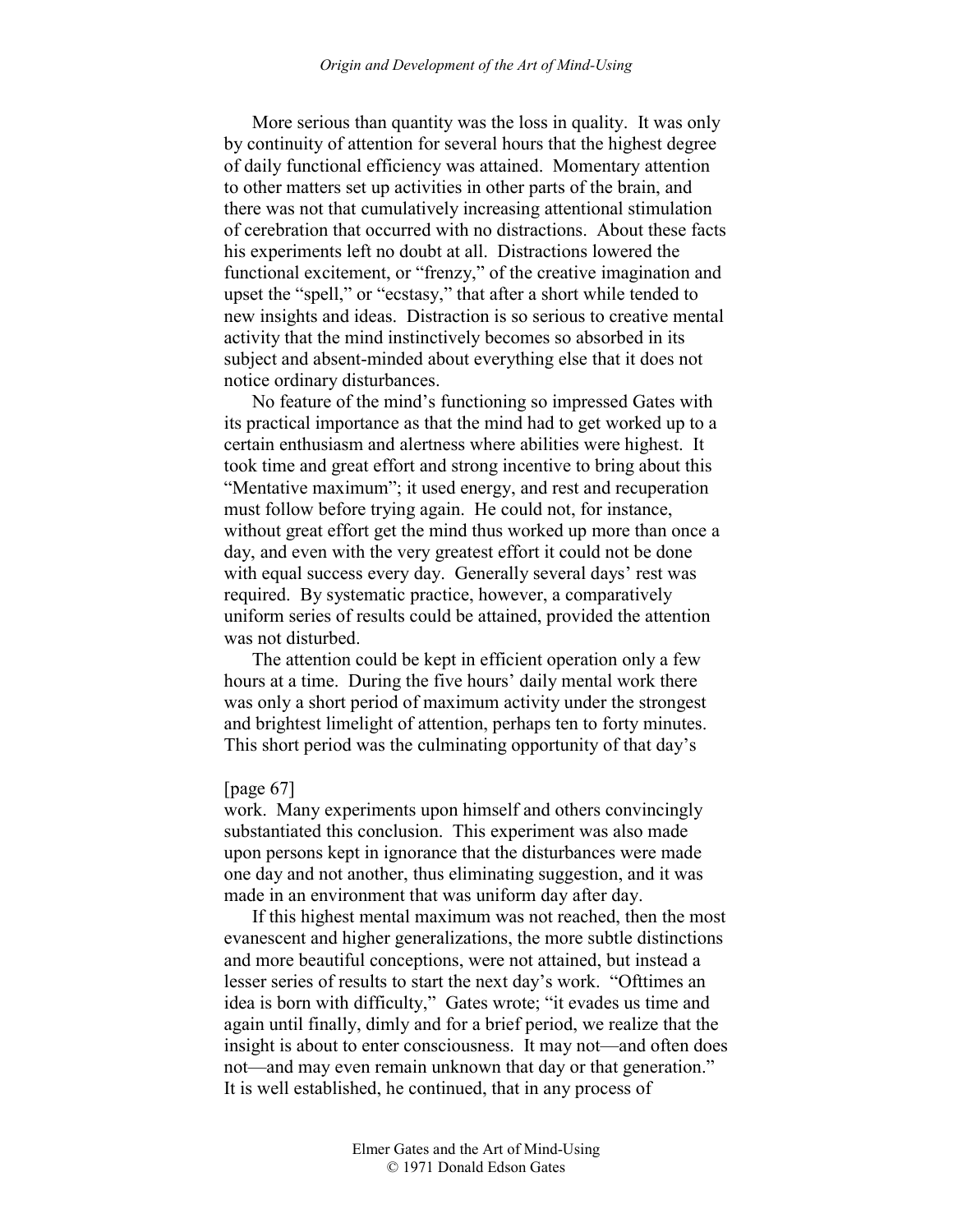More serious than quantity was the loss in quality. It was only by continuity of attention for several hours that the highest degree of daily functional efficiency was attained. Momentary attention to other matters set up activities in other parts of the brain, and there was not that cumulatively increasing attentional stimulation of cerebration that occurred with no distractions. About these facts his experiments left no doubt at all. Distractions lowered the functional excitement, or "frenzy," of the creative imagination and upset the "spell," or "ecstasy," that after a short while tended to new insights and ideas. Distraction is so serious to creative mental activity that the mind instinctively becomes so absorbed in its subject and absent-minded about everything else that it does not notice ordinary disturbances.

No feature of the mind's functioning so impressed Gates with its practical importance as that the mind had to get worked up to a certain enthusiasm and alertness where abilities were highest. It took time and great effort and strong incentive to bring about this "Mentative maximum"; it used energy, and rest and recuperation must follow before trying again. He could not, for instance, without great effort get the mind thus worked up more than once a day, and even with the very greatest effort it could not be done with equal success every day. Generally several days' rest was required. By systematic practice, however, a comparatively uniform series of results could be attained, provided the attention was not disturbed.

The attention could be kept in efficient operation only a few hours at a time. During the five hours' daily mental work there was only a short period of maximum activity under the strongest and brightest limelight of attention, perhaps ten to forty minutes. This short period was the culminating opportunity of that day's

[page 67]

work. Many experiments upon himself and others convincingly substantiated this conclusion. This experiment was also made upon persons kept in ignorance that the disturbances were made one day and not another, thus eliminating suggestion, and it was made in an environment that was uniform day after day.

If this highest mental maximum was not reached, then the most evanescent and higher generalizations, the more subtle distinctions and more beautiful conceptions, were not attained, but instead a lesser series of results to start the next day's work. "Ofttimes an idea is born with difficulty," Gates wrote; "it evades us time and again until finally, dimly and for a brief period, we realize that the insight is about to enter consciousness. It may not—and often does not—and may even remain unknown that day or that generation." It is well established, he continued, that in any process of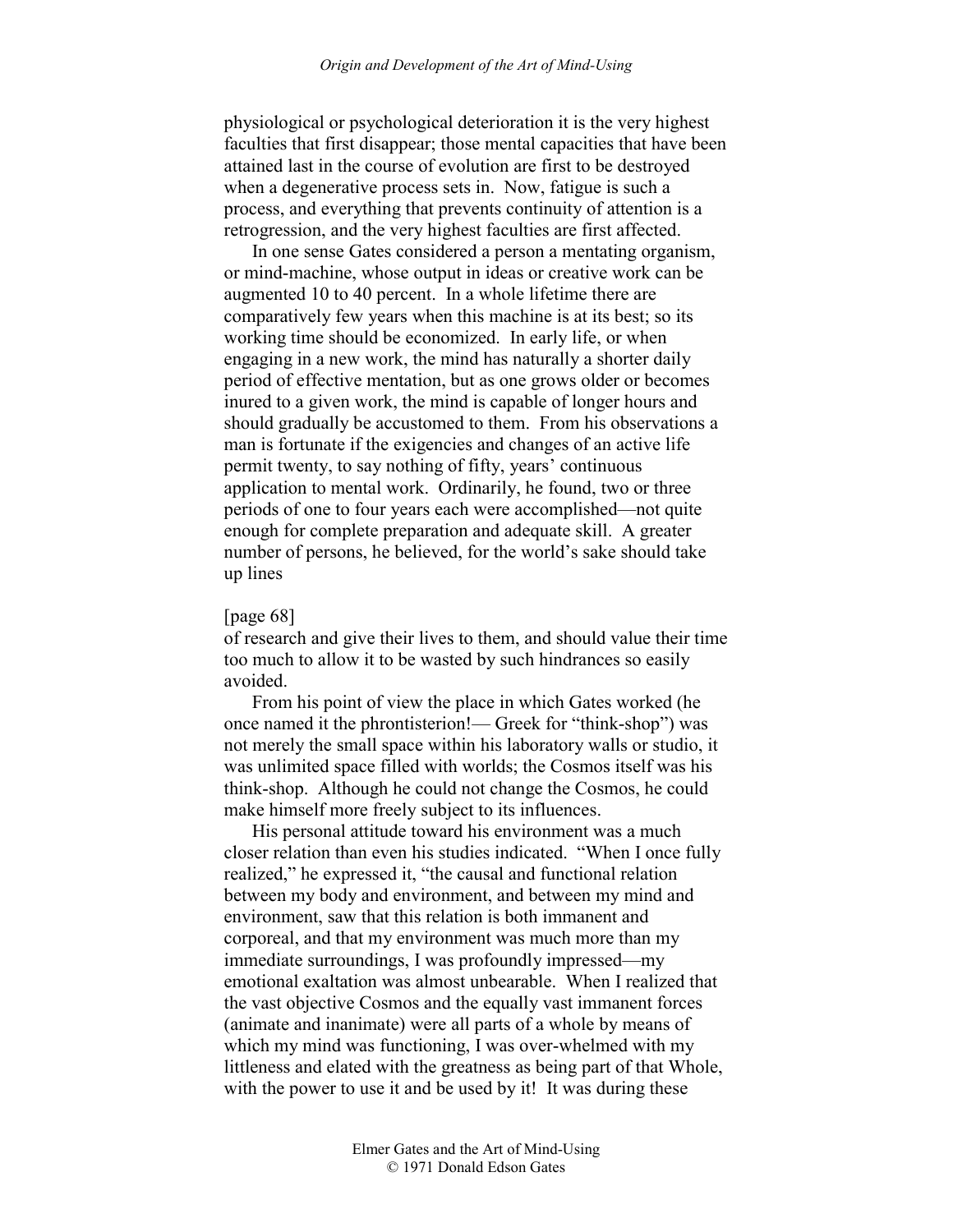physiological or psychological deterioration it is the very highest faculties that first disappear; those mental capacities that have been attained last in the course of evolution are first to be destroyed when a degenerative process sets in. Now, fatigue is such a process, and everything that prevents continuity of attention is a retrogression, and the very highest faculties are first affected.

In one sense Gates considered a person a mentating organism, or mind-machine, whose output in ideas or creative work can be augmented 10 to 40 percent. In a whole lifetime there are comparatively few years when this machine is at its best; so its working time should be economized. In early life, or when engaging in a new work, the mind has naturally a shorter daily period of effective mentation, but as one grows older or becomes inured to a given work, the mind is capable of longer hours and should gradually be accustomed to them. From his observations a man is fortunate if the exigencies and changes of an active life permit twenty, to say nothing of fifty, years' continuous application to mental work. Ordinarily, he found, two or three periods of one to four years each were accomplished—not quite enough for complete preparation and adequate skill. A greater number of persons, he believed, for the world's sake should take up lines

[page 68]

of research and give their lives to them, and should value their time too much to allow it to be wasted by such hindrances so easily avoided.

From his point of view the place in which Gates worked (he once named it the phrontisterion!— Greek for "think-shop") was not merely the small space within his laboratory walls or studio, it was unlimited space filled with worlds; the Cosmos itself was his think-shop. Although he could not change the Cosmos, he could make himself more freely subject to its influences.

His personal attitude toward his environment was a much closer relation than even his studies indicated. "When I once fully realized," he expressed it, "the causal and functional relation between my body and environment, and between my mind and environment, saw that this relation is both immanent and corporeal, and that my environment was much more than my immediate surroundings, I was profoundly impressed—my emotional exaltation was almost unbearable. When I realized that the vast objective Cosmos and the equally vast immanent forces (animate and inanimate) were all parts of a whole by means of which my mind was functioning, I was over-whelmed with my littleness and elated with the greatness as being part of that Whole, with the power to use it and be used by it! It was during these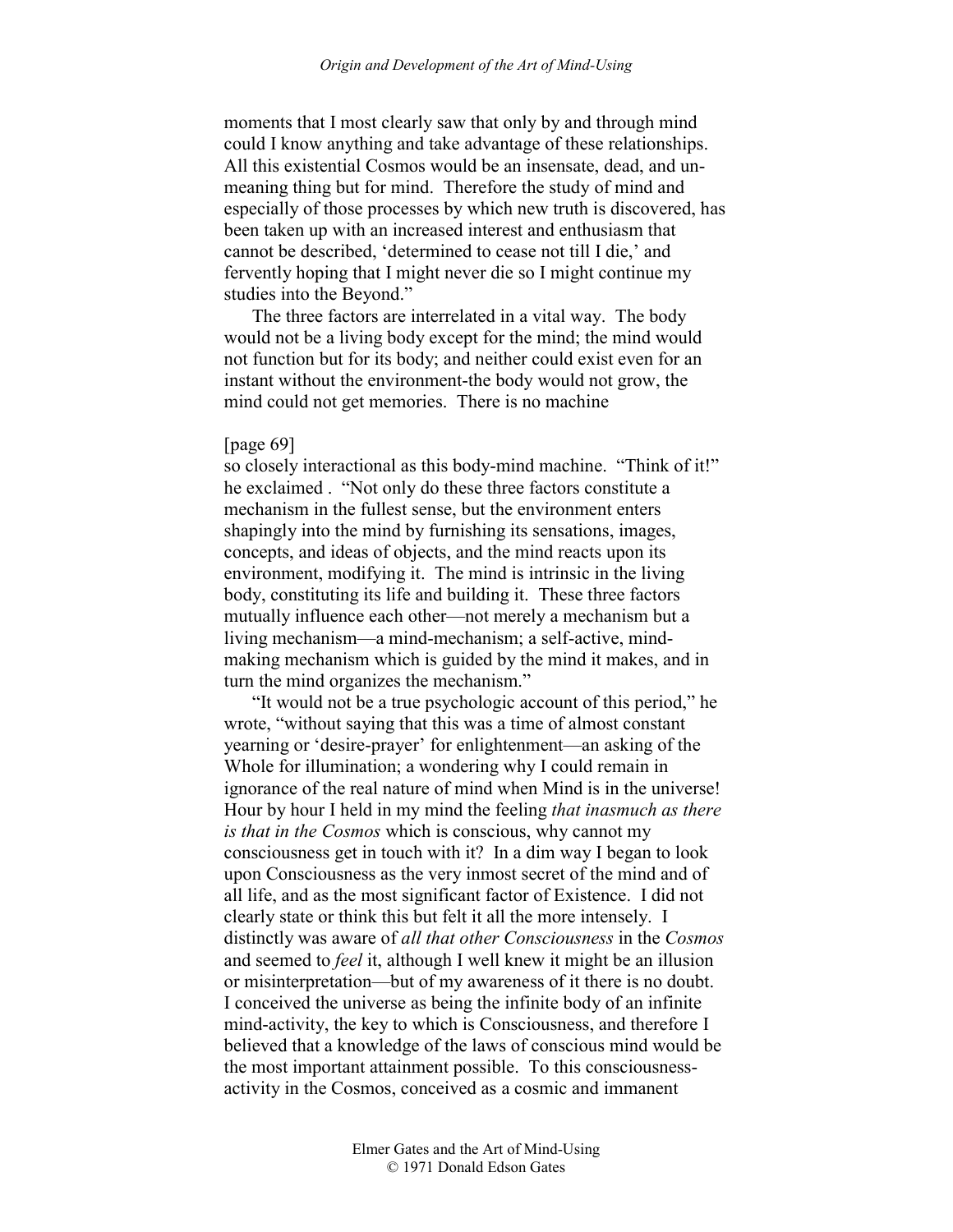moments that I most clearly saw that only by and through mind could I know anything and take advantage of these relationships. All this existential Cosmos would be an insensate, dead, and unmeaning thing but for mind. Therefore the study of mind and especially of those processes by which new truth is discovered, has been taken up with an increased interest and enthusiasm that cannot be described, 'determined to cease not till I die,' and fervently hoping that I might never die so I might continue my studies into the Beyond."

The three factors are interrelated in a vital way. The body would not be a living body except for the mind; the mind would not function but for its body; and neither could exist even for an instant without the environment-the body would not grow, the mind could not get memories. There is no machine

[page 69]
so closely interactional as this body-mind machine. "Think of it!" he exclaimed . "Not only do these three factors constitute a mechanism in the fullest sense, but the environment enters shapingly into the mind by furnishing its sensations, images, concepts, and ideas of objects, and the mind reacts upon its environment, modifying it. The mind is intrinsic in the living body, constituting its life and building it. These three factors mutually influence each other—not merely a mechanism but a living mechanism—a mind-mechanism; a self-active, mind-making mechanism which is guided by the mind it makes, and in turn the mind organizes the mechanism."

"It would not be a true psychologic account of this period," he wrote, "without saying that this was a time of almost constant yearning or 'desire-prayer' for enlightenment—an asking of the Whole for illumination; a wondering why I could remain in ignorance of the real nature of mind when Mind is in the universe! Hour by hour I held in my mind the feeling *that inasmuch as there is that in the Cosmos* which is conscious, why cannot my consciousness get in touch with it? In a dim way I began to look upon Consciousness as the very inmost secret of the mind and of all life, and as the most significant factor of Existence. I did not clearly state or think this but felt it all the more intensely. I distinctly was aware of *all that other Consciousness* in the *Cosmos* and seemed to *feel* it, although I well knew it might be an illusion or misinterpretation—but of my awareness of it there is no doubt. I conceived the universe as being the infinite body of an infinite mind-activity, the key to which is Consciousness, and therefore I believed that a knowledge of the laws of conscious mind would be the most important attainment possible. To this consciousness-activity in the Cosmos, conceived as a cosmic and immanent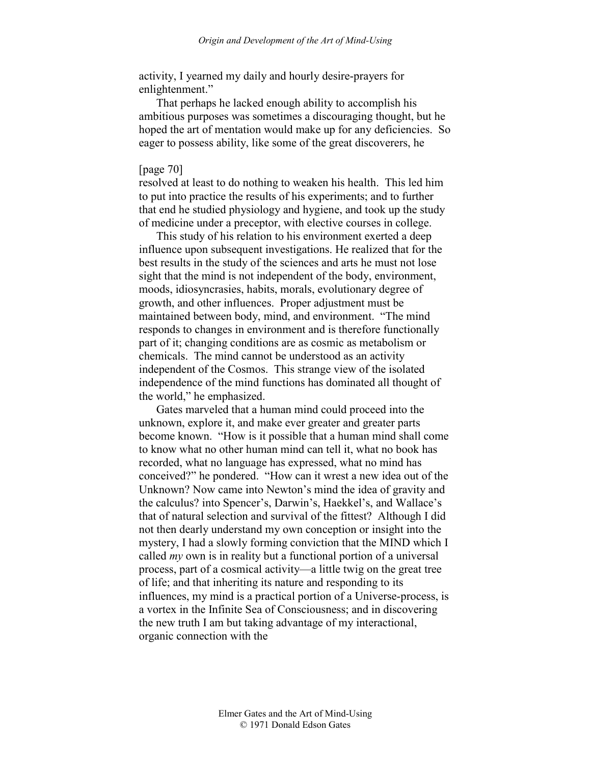activity, I yearned my daily and hourly desire-prayers for enlightenment."

That perhaps he lacked enough ability to accomplish his ambitious purposes was sometimes a discouraging thought, but he hoped the art of mentation would make up for any deficiencies. So eager to possess ability, like some of the great discoverers, he

[page 70]

resolved at least to do nothing to weaken his health. This led him to put into practice the results of his experiments; and to further that end he studied physiology and hygiene, and took up the study of medicine under a preceptor, with elective courses in college.

This study of his relation to his environment exerted a deep influence upon subsequent investigations. He realized that for the best results in the study of the sciences and arts he must not lose sight that the mind is not independent of the body, environment, moods, idiosyncrasies, habits, morals, evolutionary degree of growth, and other influences. Proper adjustment must be maintained between body, mind, and environment. "The mind responds to changes in environment and is therefore functionally part of it; changing conditions are as cosmic as metabolism or chemicals. The mind cannot be understood as an activity independent of the Cosmos. This strange view of the isolated independence of the mind functions has dominated all thought of the world," he emphasized.

Gates marveled that a human mind could proceed into the unknown, explore it, and make ever greater and greater parts become known. "How is it possible that a human mind shall come to know what no other human mind can tell it, what no book has recorded, what no language has expressed, what no mind has conceived?" he pondered. "How can it wrest a new idea out of the Unknown? Now came into Newton's mind the idea of gravity and the calculus? into Spencer's, Darwin's, Haekkel's, and Wallace's that of natural selection and survival of the fittest? Although I did not then dearly understand my own conception or insight into the mystery, I had a slowly forming conviction that the MIND which I called *my* own is in reality but a functional portion of a universal process, part of a cosmical activity—a little twig on the great tree of life; and that inheriting its nature and responding to its influences, my mind is a practical portion of a Universe-process, is a vortex in the Infinite Sea of Consciousness; and in discovering the new truth I am but taking advantage of my interactional, organic connection with the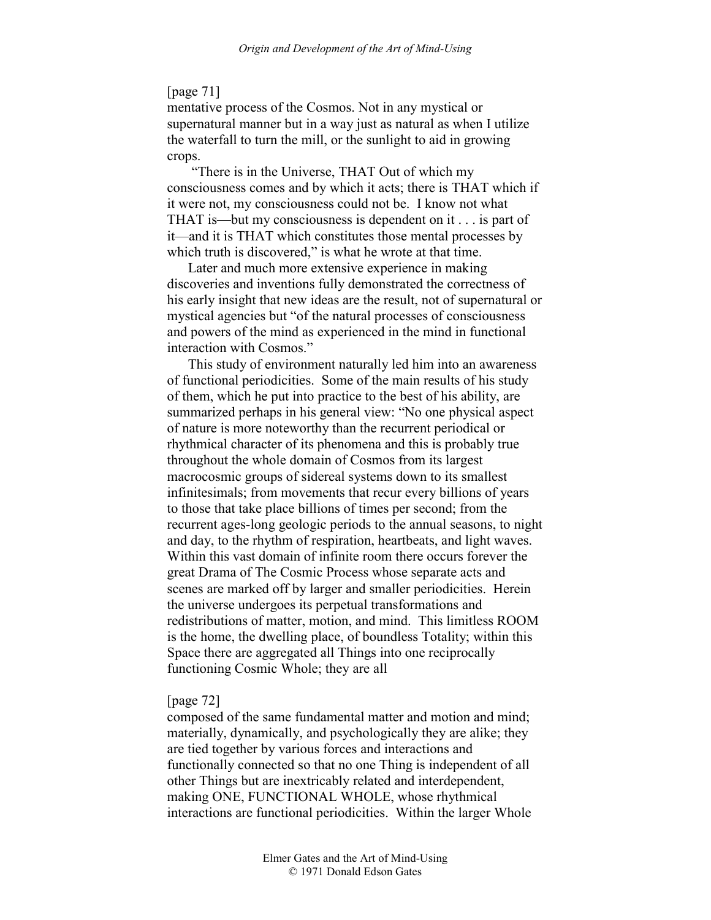[page 71]

mentative process of the Cosmos. Not in any mystical or supernatural manner but in a way just as natural as when I utilize the waterfall to turn the mill, or the sunlight to aid in growing crops.

"There is in the Universe, THAT Out of which my consciousness comes and by which it acts; there is THAT which if it were not, my consciousness could not be. I know not what THAT is—but my consciousness is dependent on it . . . is part of it—and it is THAT which constitutes those mental processes by which truth is discovered," is what he wrote at that time.

Later and much more extensive experience in making discoveries and inventions fully demonstrated the correctness of his early insight that new ideas are the result, not of supernatural or mystical agencies but "of the natural processes of consciousness and powers of the mind as experienced in the mind in functional interaction with Cosmos."

This study of environment naturally led him into an awareness of functional periodicities. Some of the main results of his study of them, which he put into practice to the best of his ability, are summarized perhaps in his general view: "No one physical aspect of nature is more noteworthy than the recurrent periodical or rhythmical character of its phenomena and this is probably true throughout the whole domain of Cosmos from its largest macrocosmic groups of sidereal systems down to its smallest infinitesimals; from movements that recur every billions of years to those that take place billions of times per second; from the recurrent ages-long geologic periods to the annual seasons, to night and day, to the rhythm of respiration, heartbeats, and light waves. Within this vast domain of infinite room there occurs forever the great Drama of The Cosmic Process whose separate acts and scenes are marked off by larger and smaller periodicities. Herein the universe undergoes its perpetual transformations and redistributions of matter, motion, and mind. This limitless ROOM is the home, the dwelling place, of boundless Totality; within this Space there are aggregated all Things into one reciprocally functioning Cosmic Whole; they are all

[page 72]

composed of the same fundamental matter and motion and mind; materially, dynamically, and psychologically they are alike; they are tied together by various forces and interactions and functionally connected so that no one Thing is independent of all other Things but are inextricably related and interdependent, making ONE, FUNCTIONAL WHOLE, whose rhythmical interactions are functional periodicities. Within the larger Whole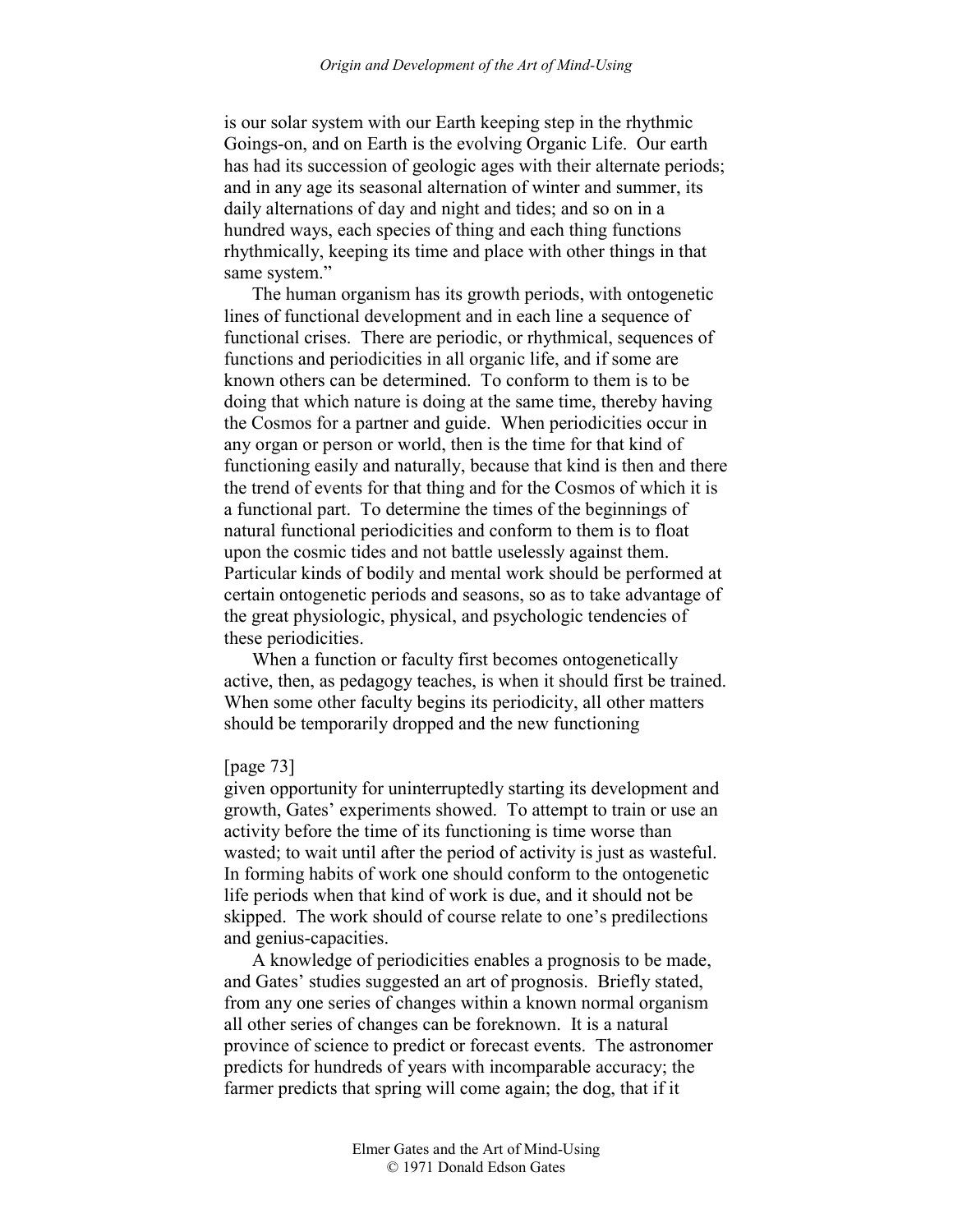is our solar system with our Earth keeping step in the rhythmic Goings-on, and on Earth is the evolving Organic Life. Our earth has had its succession of geologic ages with their alternate periods; and in any age its seasonal alternation of winter and summer, its daily alternations of day and night and tides; and so on in a hundred ways, each species of thing and each thing functions rhythmically, keeping its time and place with other things in that same system."

The human organism has its growth periods, with ontogenetic lines of functional development and in each line a sequence of functional crises. There are periodic, or rhythmical, sequences of functions and periodicities in all organic life, and if some are known others can be determined. To conform to them is to be doing that which nature is doing at the same time, thereby having the Cosmos for a partner and guide. When periodicities occur in any organ or person or world, then is the time for that kind of functioning easily and naturally, because that kind is then and there the trend of events for that thing and for the Cosmos of which it is a functional part. To determine the times of the beginnings of natural functional periodicities and conform to them is to float upon the cosmic tides and not battle uselessly against them. Particular kinds of bodily and mental work should be performed at certain ontogenetic periods and seasons, so as to take advantage of the great physiologic, physical, and psychologic tendencies of these periodicities.

When a function or faculty first becomes ontogenetically active, then, as pedagogy teaches, is when it should first be trained. When some other faculty begins its periodicity, all other matters should be temporarily dropped and the new functioning

[page 73]

given opportunity for uninterruptedly starting its development and growth, Gates' experiments showed. To attempt to train or use an activity before the time of its functioning is time worse than wasted; to wait until after the period of activity is just as wasteful. In forming habits of work one should conform to the ontogenetic life periods when that kind of work is due, and it should not be skipped. The work should of course relate to one's predilections and genius-capacities.

A knowledge of periodicities enables a prognosis to be made, and Gates' studies suggested an art of prognosis. Briefly stated, from any one series of changes within a known normal organism all other series of changes can be foreknown. It is a natural province of science to predict or forecast events. The astronomer predicts for hundreds of years with incomparable accuracy; the farmer predicts that spring will come again; the dog, that if it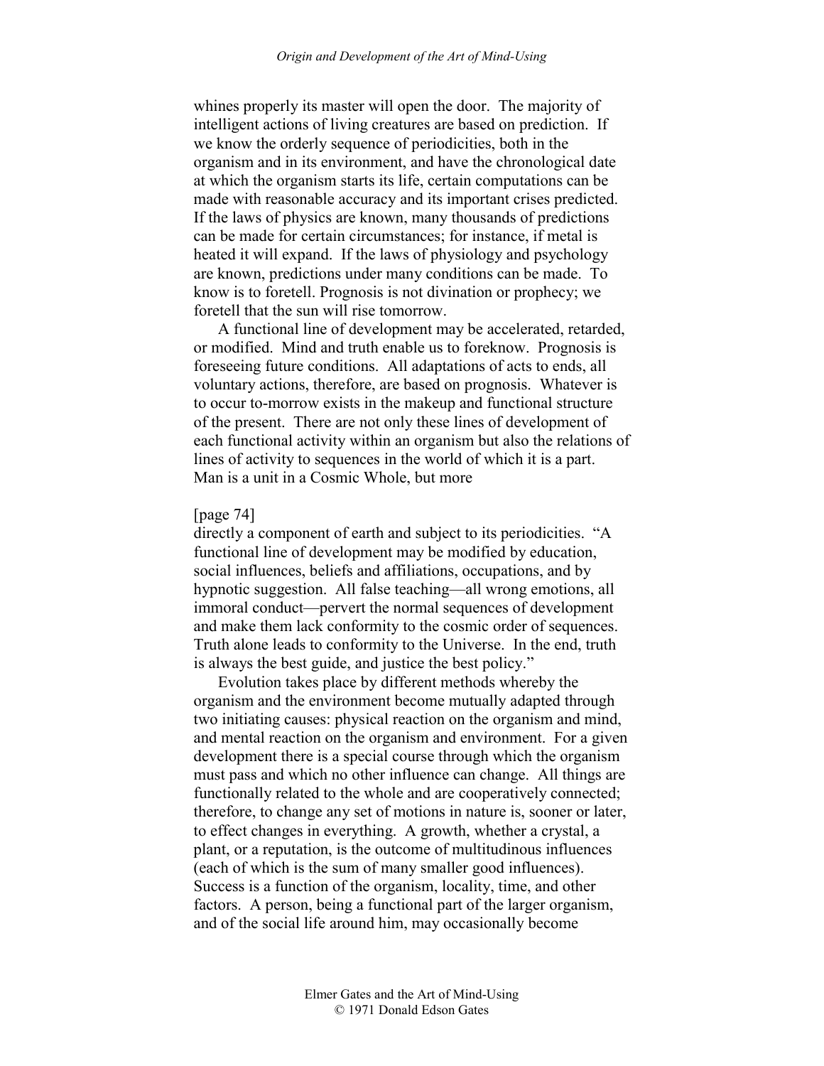whines properly its master will open the door. The majority of intelligent actions of living creatures are based on prediction. If we know the orderly sequence of periodicities, both in the organism and in its environment, and have the chronological date at which the organism starts its life, certain computations can be made with reasonable accuracy and its important crises predicted. If the laws of physics are known, many thousands of predictions can be made for certain circumstances; for instance, if metal is heated it will expand. If the laws of physiology and psychology are known, predictions under many conditions can be made. To know is to foretell. Prognosis is not divination or prophecy; we foretell that the sun will rise tomorrow.

A functional line of development may be accelerated, retarded, or modified. Mind and truth enable us to foreknow. Prognosis is foreseeing future conditions. All adaptations of acts to ends, all voluntary actions, therefore, are based on prognosis. Whatever is to occur to-morrow exists in the makeup and functional structure of the present. There are not only these lines of development of each functional activity within an organism but also the relations of lines of activity to sequences in the world of which it is a part. Man is a unit in a Cosmic Whole, but more

[page 74]

directly a component of earth and subject to its periodicities. "A functional line of development may be modified by education, social influences, beliefs and affiliations, occupations, and by hypnotic suggestion. All false teaching—all wrong emotions, all immoral conduct—pervert the normal sequences of development and make them lack conformity to the cosmic order of sequences. Truth alone leads to conformity to the Universe. In the end, truth is always the best guide, and justice the best policy."

Evolution takes place by different methods whereby the organism and the environment become mutually adapted through two initiating causes: physical reaction on the organism and mind, and mental reaction on the organism and environment. For a given development there is a special course through which the organism must pass and which no other influence can change. All things are functionally related to the whole and are cooperatively connected; therefore, to change any set of motions in nature is, sooner or later, to effect changes in everything. A growth, whether a crystal, a plant, or a reputation, is the outcome of multitudinous influences (each of which is the sum of many smaller good influences). Success is a function of the organism, locality, time, and other factors. A person, being a functional part of the larger organism, and of the social life around him, may occasionally become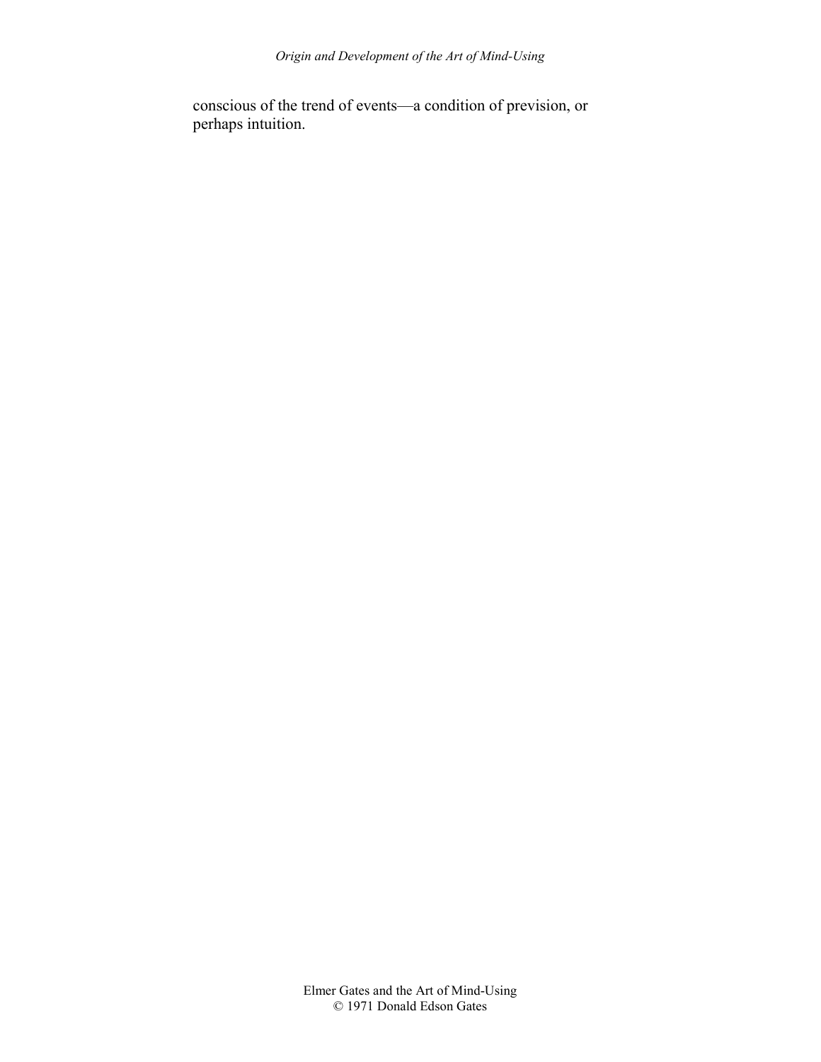conscious of the trend of events—a condition of prevision, or perhaps intuition.